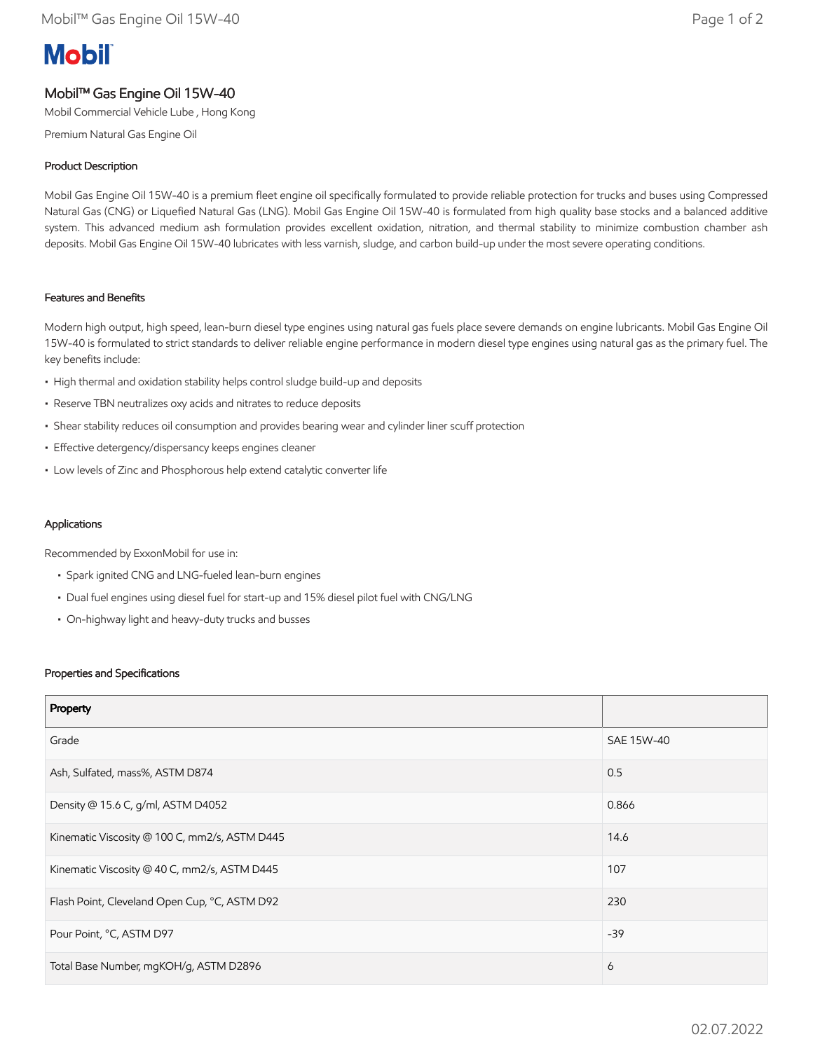# Mobil™ Gas Engine Oil 15W-40

Mobil Commercial Vehicle Lube , Hong Kong

Premium Natural Gas Engine Oil

## Product Description

Mobil Gas Engine Oil 15W-40 is a premium fleet engine oil specifically formulated to provide reliable protection for trucks and buses using Compressed Natural Gas (CNG) or Liquefied Natural Gas (LNG). Mobil Gas Engine Oil 15W-40 is formulated from high quality base stocks and a balanced additive system. This advanced medium ash formulation provides excellent oxidation, nitration, and thermal stability to minimize combustion chamber ash deposits. Mobil Gas Engine Oil 15W-40 lubricates with less varnish, sludge, and carbon build-up under the most severe operating conditions.

## Features and Benefits

Modern high output, high speed, lean-burn diesel type engines using natural gas fuels place severe demands on engine lubricants. Mobil Gas Engine Oil 15W-40 is formulated to strict standards to deliver reliable engine performance in modern diesel type engines using natural gas as the primary fuel. The key benefits include:

- High thermal and oxidation stability helps control sludge build-up and deposits
- Reserve TBN neutralizes oxy acids and nitrates to reduce deposits
- Shear stability reduces oil consumption and provides bearing wear and cylinder liner scuff protection
- Effective detergency/dispersancy keeps engines cleaner
- Low levels of Zinc and Phosphorous help extend catalytic converter life

## Applications

Recommended by ExxonMobil for use in:

- Spark ignited CNG and LNG-fueled lean-burn engines
- Dual fuel engines using diesel fuel for start-up and 15% diesel pilot fuel with CNG/LNG
- On-highway light and heavy-duty trucks and busses

## Properties and Specifications

| Property | |
|---|---|
| Grade | SAE 15W-40 |
| Ash, Sulfated, mass%, ASTM D874 | 0.5 |
| Density @ 15.6 C, g/ml, ASTM D4052 | 0.866 |
| Kinematic Viscosity @ 100 C, mm2/s, ASTM D445 | 14.6 |
| Kinematic Viscosity @ 40 C, mm2/s, ASTM D445 | 107 |
| Flash Point, Cleveland Open Cup, °C, ASTM D92 | 230 |
| Pour Point, °C, ASTM D97 | -39 |
| Total Base Number, mgKOH/g, ASTM D2896 | 6 |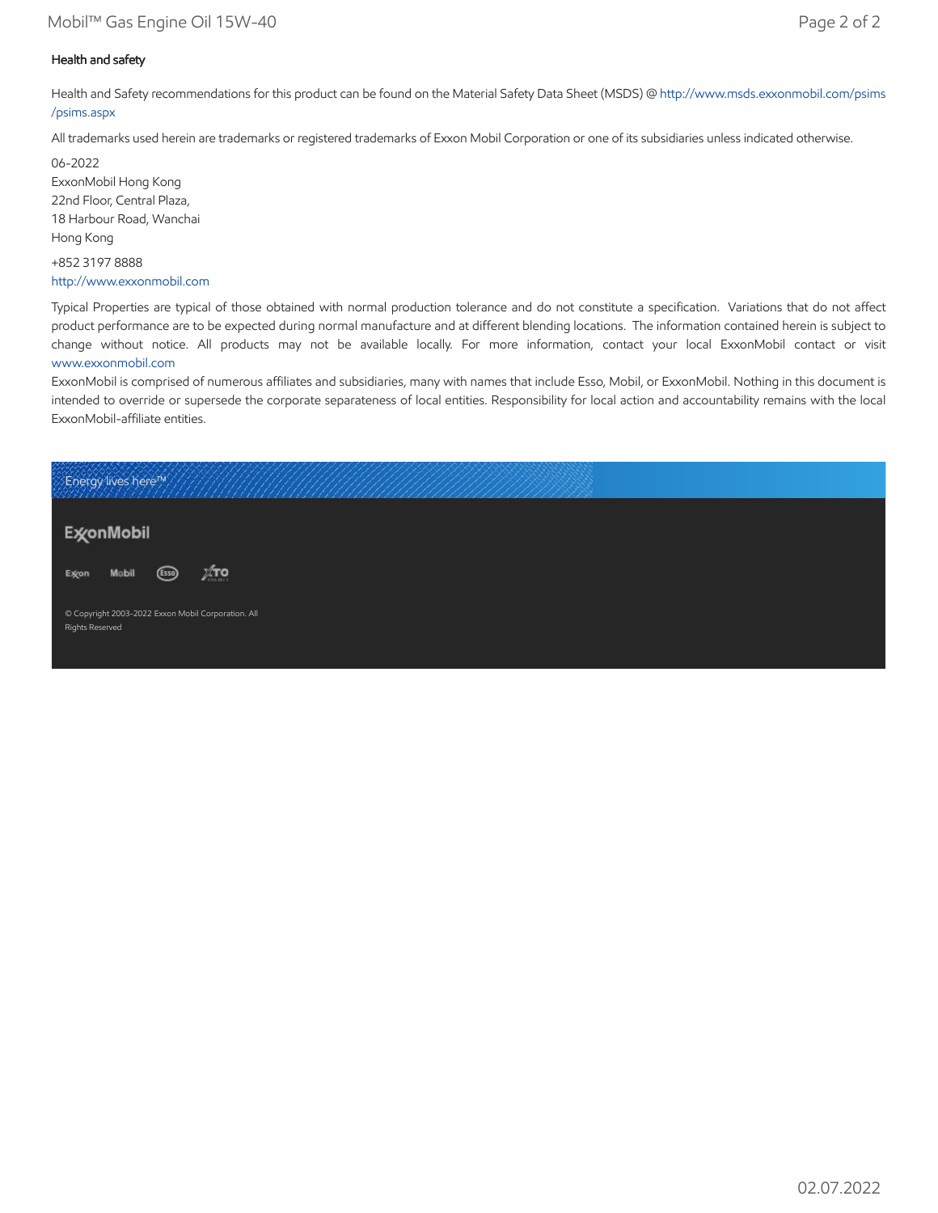### Health and safety

Health and Safety recommendations for this product can be found on the Material Safety Data Sheet (MSDS) @ http://www.msds.exxonmobil.com/psims/psims.aspx

All trademarks used herein are trademarks or registered trademarks of Exxon Mobil Corporation or one of its subsidiaries unless indicated otherwise.

06-2022
ExxonMobil Hong Kong
22nd Floor, Central Plaza,
18 Harbour Road, Wanchai
Hong Kong

+852 3197 8888
http://www.exxonmobil.com

Typical Properties are typical of those obtained with normal production tolerance and do not constitute a specification. Variations that do not affect product performance are to be expected during normal manufacture and at different blending locations. The information contained herein is subject to change without notice. All products may not be available locally. For more information, contact your local ExxonMobil contact or visit www.exxonmobil.com

ExxonMobil is comprised of numerous affiliates and subsidiaries, many with names that include Esso, Mobil, or ExxonMobil. Nothing in this document is intended to override or supersede the corporate separateness of local entities. Responsibility for local action and accountability remains with the local ExxonMobil-affiliate entities.

Energy lives here™

ExxonMobil

Exxon Mobil Esso XTO

© Copyright 2003-2022 Exxon Mobil Corporation. All Rights Reserved